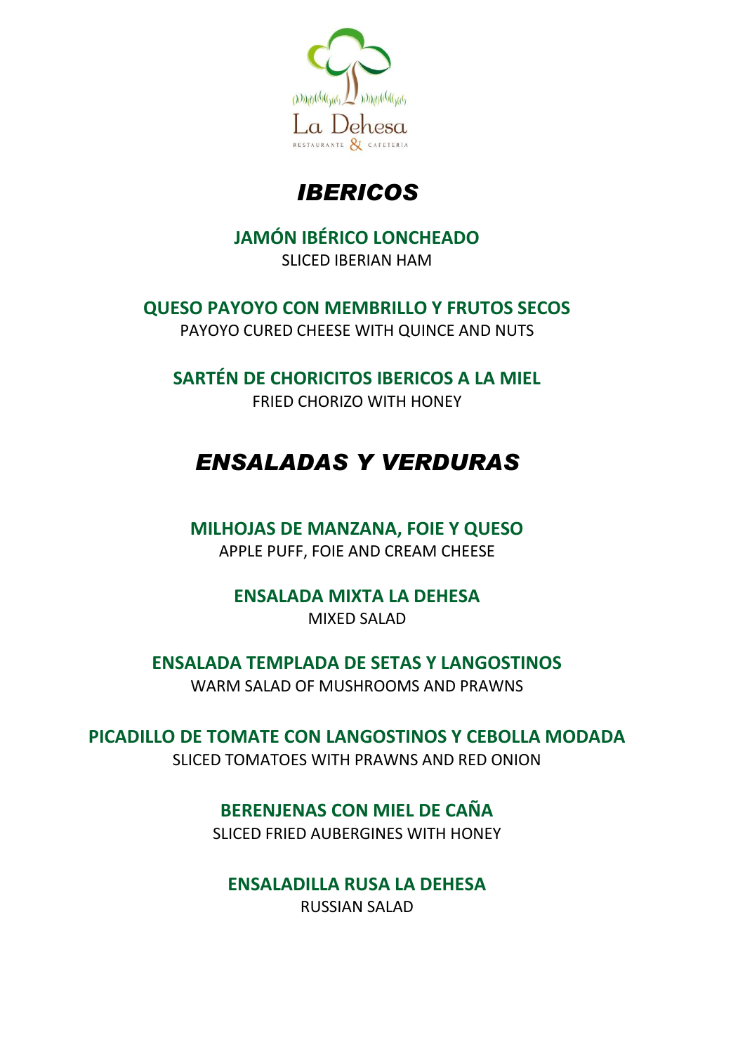La Dehesa
RESTAURANTE & CAFETERÍA

# *IBERICOS*

**JAMÓN IBÉRICO LONCHEADO**
SLICED IBERIAN HAM

**QUESO PAYOYO CON MEMBRILLO Y FRUTOS SECOS**
PAYOYO CURED CHEESE WITH QUINCE AND NUTS

**SARTÉN DE CHORICITOS IBERICOS A LA MIEL**
FRIED CHORIZO WITH HONEY

# *ENSALADAS Y VERDURAS*

**MILHOJAS DE MANZANA, FOIE Y QUESO**
APPLE PUFF, FOIE AND CREAM CHEESE

**ENSALADA MIXTA LA DEHESA**
MIXED SALAD

**ENSALADA TEMPLADA DE SETAS Y LANGOSTINOS**
WARM SALAD OF MUSHROOMS AND PRAWNS

**PICADILLO DE TOMATE CON LANGOSTINOS Y CEBOLLA MODADA**
SLICED TOMATOES WITH PRAWNS AND RED ONION

**BERENJENAS CON MIEL DE CAÑA**
SLICED FRIED AUBERGINES WITH HONEY

**ENSALADILLA RUSA LA DEHESA**
RUSSIAN SALAD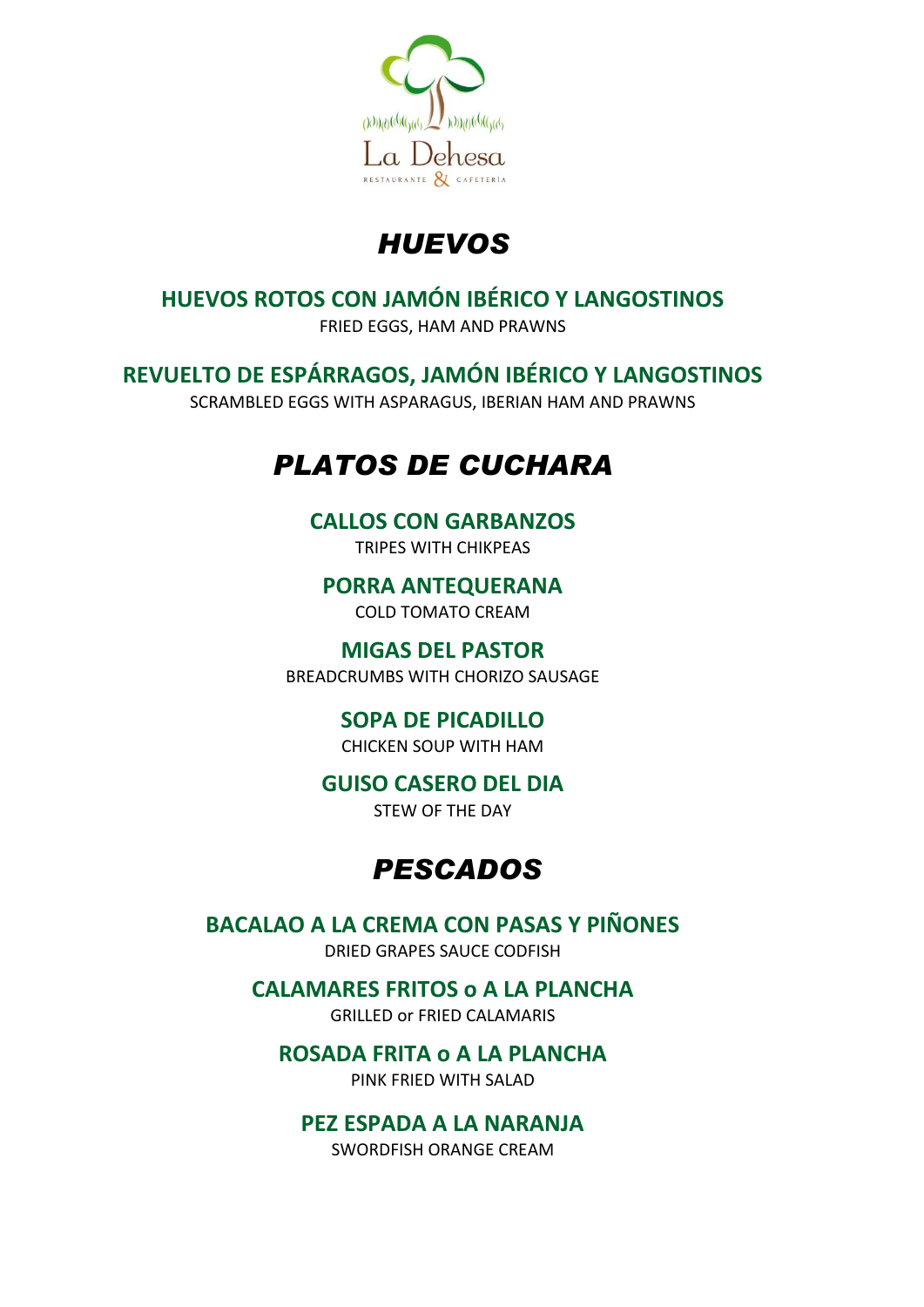La Dehesa

RESTAURANTE & CAFETERÍA

# *HUEVOS*

**HUEVOS ROTOS CON JAMÓN IBÉRICO Y LANGOSTINOS**

FRIED EGGS, HAM AND PRAWNS

**REVUELTO DE ESPÁRRAGOS, JAMÓN IBÉRICO Y LANGOSTINOS**

SCRAMBLED EGGS WITH ASPARAGUS, IBERIAN HAM AND PRAWNS

# *PLATOS DE CUCHARA*

**CALLOS CON GARBANZOS**

TRIPES WITH CHIKPEAS

**PORRA ANTEQUERANA**

COLD TOMATO CREAM

**MIGAS DEL PASTOR**

BREADCRUMBS WITH CHORIZO SAUSAGE

**SOPA DE PICADILLO**

CHICKEN SOUP WITH HAM

**GUISO CASERO DEL DIA**

STEW OF THE DAY

# *PESCADOS*

**BACALAO A LA CREMA CON PASAS Y PIÑONES**

DRIED GRAPES SAUCE CODFISH

**CALAMARES FRITOS o A LA PLANCHA**

GRILLED or FRIED CALAMARIS

**ROSADA FRITA o A LA PLANCHA**

PINK FRIED WITH SALAD

**PEZ ESPADA A LA NARANJA**

SWORDFISH ORANGE CREAM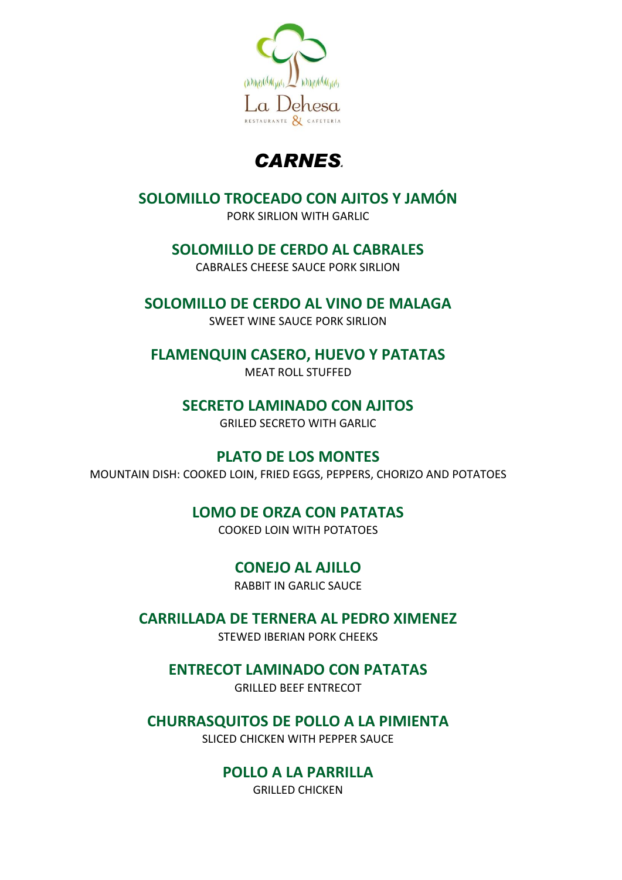La Dehesa
RESTAURANTE & CAFETERÍA

# *CARNES*

## SOLOMILLO TROCEADO CON AJITOS Y JAMÓN
PORK SIRLION WITH GARLIC

## SOLOMILLO DE CERDO AL CABRALES
CABRALES CHEESE SAUCE PORK SIRLION

## SOLOMILLO DE CERDO AL VINO DE MALAGA
SWEET WINE SAUCE PORK SIRLION

## FLAMENQUIN CASERO, HUEVO Y PATATAS
MEAT ROLL STUFFED

## SECRETO LAMINADO CON AJITOS
GRILED SECRETO WITH GARLIC

## PLATO DE LOS MONTES
MOUNTAIN DISH: COOKED LOIN, FRIED EGGS, PEPPERS, CHORIZO AND POTATOES

## LOMO DE ORZA CON PATATAS
COOKED LOIN WITH POTATOES

## CONEJO AL AJILLO
RABBIT IN GARLIC SAUCE

## CARRILLADA DE TERNERA AL PEDRO XIMENEZ
STEWED IBERIAN PORK CHEEKS

## ENTRECOT LAMINADO CON PATATAS
GRILLED BEEF ENTRECOT

## CHURRASQUITOS DE POLLO A LA PIMIENTA
SLICED CHICKEN WITH PEPPER SAUCE

## POLLO A LA PARRILLA
GRILLED CHICKEN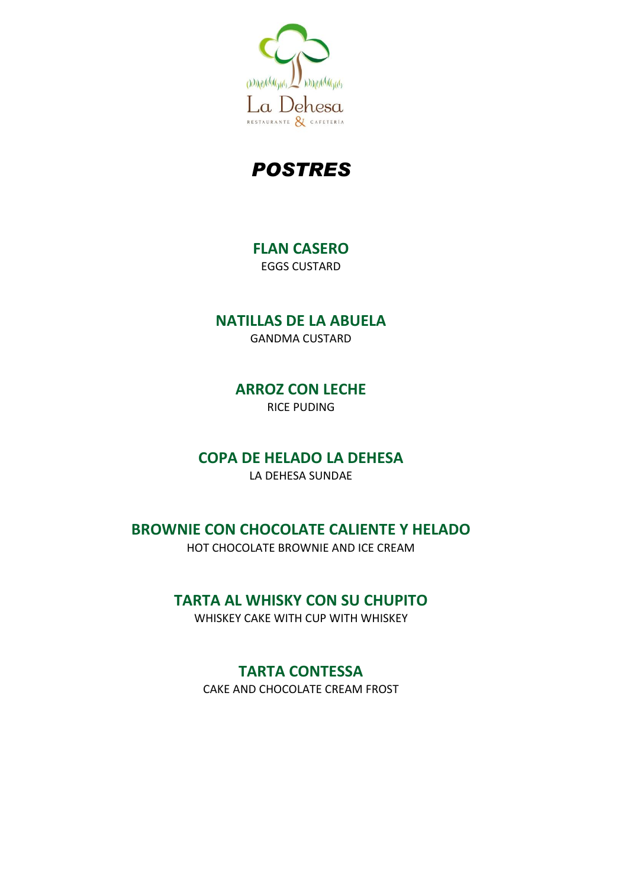La Dehesa

RESTAURANTE & CAFETERÍA

# *POSTRES*

**FLAN CASERO**
EGGS CUSTARD

**NATILLAS DE LA ABUELA**
GANDMA CUSTARD

**ARROZ CON LECHE**
RICE PUDING

**COPA DE HELADO LA DEHESA**
LA DEHESA SUNDAE

**BROWNIE CON CHOCOLATE CALIENTE Y HELADO**
HOT CHOCOLATE BROWNIE AND ICE CREAM

**TARTA AL WHISKY CON SU CHUPITO**
WHISKEY CAKE WITH CUP WITH WHISKEY

**TARTA CONTESSA**
CAKE AND CHOCOLATE CREAM FROST